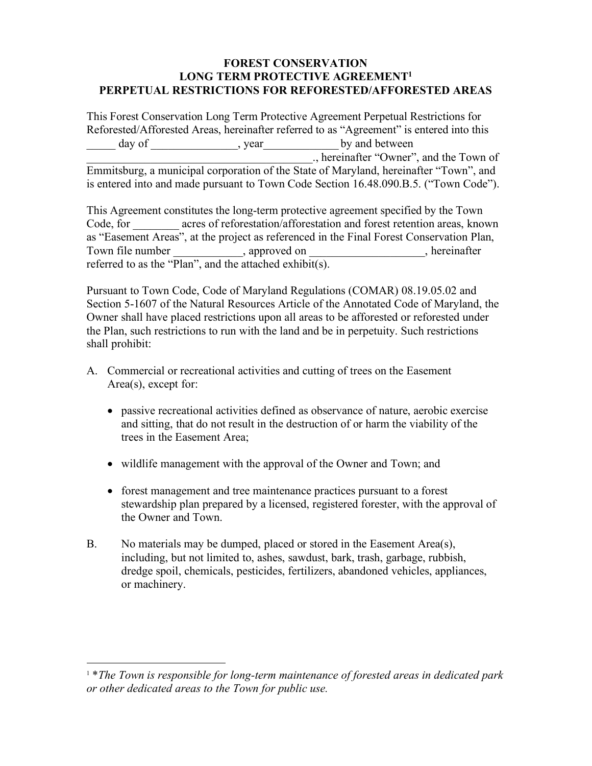# FOREST CONSERVATION
# LONG TERM PROTECTIVE AGREEMENT[1]
# PERPETUAL RESTRICTIONS FOR REFORESTED/AFFORESTED AREAS

This Forest Conservation Long Term Protective Agreement Perpetual Restrictions for Reforested/Afforested Areas, hereinafter referred to as "Agreement" is entered into this _____ day of _______________, year_____________ by and between _______________________________________., hereinafter "Owner", and the Town of Emmitsburg, a municipal corporation of the State of Maryland, hereinafter "Town", and is entered into and made pursuant to Town Code Section 16.48.090.B.5. ("Town Code").

This Agreement constitutes the long-term protective agreement specified by the Town Code, for ________ acres of reforestation/afforestation and forest retention areas, known as "Easement Areas", at the project as referenced in the Final Forest Conservation Plan, Town file number ____________, approved on ____________________, hereinafter referred to as the "Plan", and the attached exhibit(s).

Pursuant to Town Code, Code of Maryland Regulations (COMAR) 08.19.05.02 and Section 5-1607 of the Natural Resources Article of the Annotated Code of Maryland, the Owner shall have placed restrictions upon all areas to be afforested or reforested under the Plan, such restrictions to run with the land and be in perpetuity. Such restrictions shall prohibit:

A. Commercial or recreational activities and cutting of trees on the Easement Area(s), except for:

   - passive recreational activities defined as observance of nature, aerobic exercise and sitting, that do not result in the destruction of or harm the viability of the trees in the Easement Area;
   - wildlife management with the approval of the Owner and Town; and
   - forest management and tree maintenance practices pursuant to a forest stewardship plan prepared by a licensed, registered forester, with the approval of the Owner and Town.

B. No materials may be dumped, placed or stored in the Easement Area(s), including, but not limited to, ashes, sawdust, bark, trash, garbage, rubbish, dredge spoil, chemicals, pesticides, fertilizers, abandoned vehicles, appliances, or machinery.

---

[1] **The Town is responsible for long-term maintenance of forested areas in dedicated park or other dedicated areas to the Town for public use.*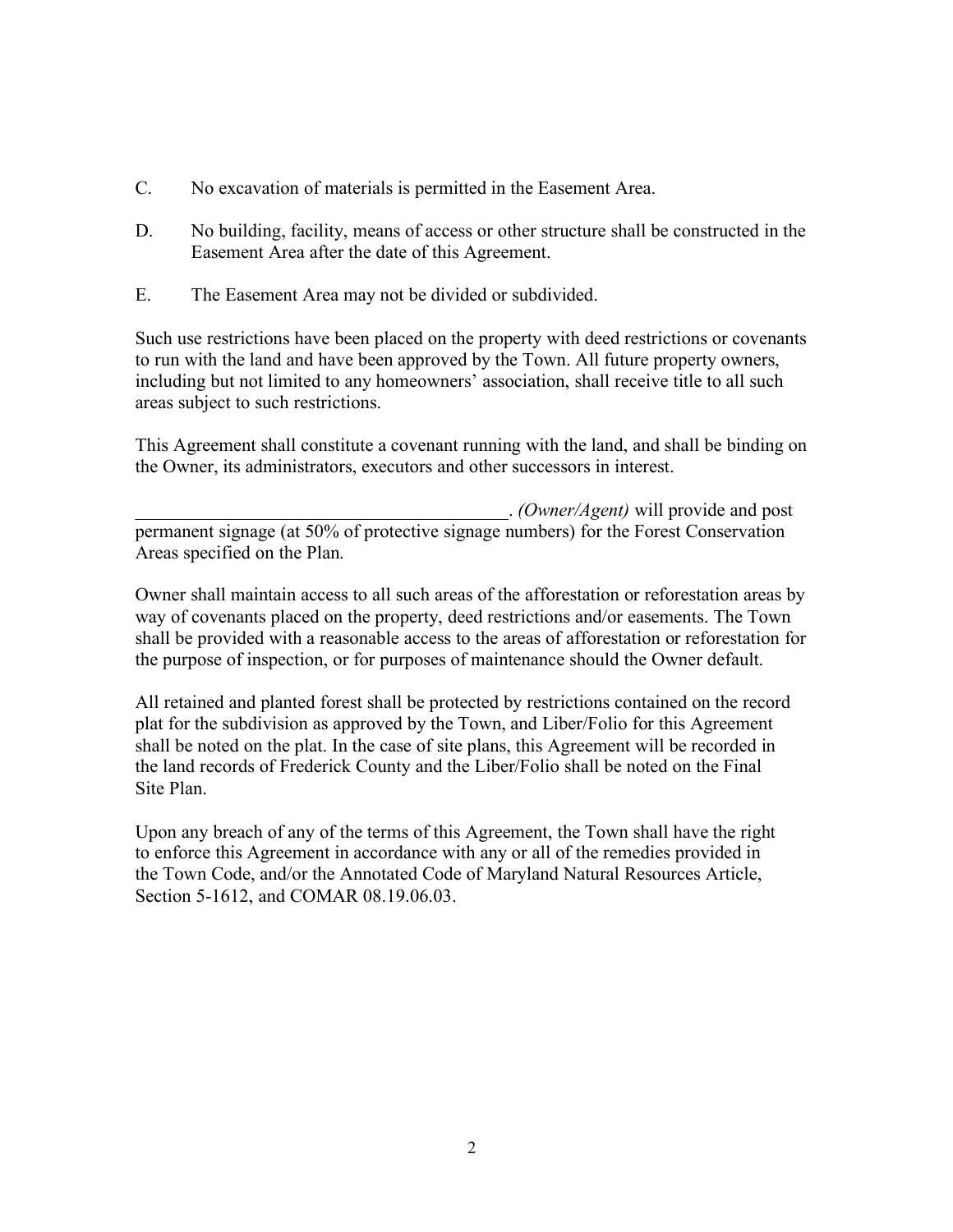C. No excavation of materials is permitted in the Easement Area.

D. No building, facility, means of access or other structure shall be constructed in the Easement Area after the date of this Agreement.

E. The Easement Area may not be divided or subdivided.

Such use restrictions have been placed on the property with deed restrictions or covenants to run with the land and have been approved by the Town. All future property owners, including but not limited to any homeowners' association, shall receive title to all such areas subject to such restrictions.

This Agreement shall constitute a covenant running with the land, and shall be binding on the Owner, its administrators, executors and other successors in interest.

________________________________________. *(Owner/Agent)* will provide and post permanent signage (at 50% of protective signage numbers) for the Forest Conservation Areas specified on the Plan.

Owner shall maintain access to all such areas of the afforestation or reforestation areas by way of covenants placed on the property, deed restrictions and/or easements. The Town shall be provided with a reasonable access to the areas of afforestation or reforestation for the purpose of inspection, or for purposes of maintenance should the Owner default.

All retained and planted forest shall be protected by restrictions contained on the record plat for the subdivision as approved by the Town, and Liber/Folio for this Agreement shall be noted on the plat. In the case of site plans, this Agreement will be recorded in the land records of Frederick County and the Liber/Folio shall be noted on the Final Site Plan.

Upon any breach of any of the terms of this Agreement, the Town shall have the right to enforce this Agreement in accordance with any or all of the remedies provided in the Town Code, and/or the Annotated Code of Maryland Natural Resources Article, Section 5-1612, and COMAR 08.19.06.03.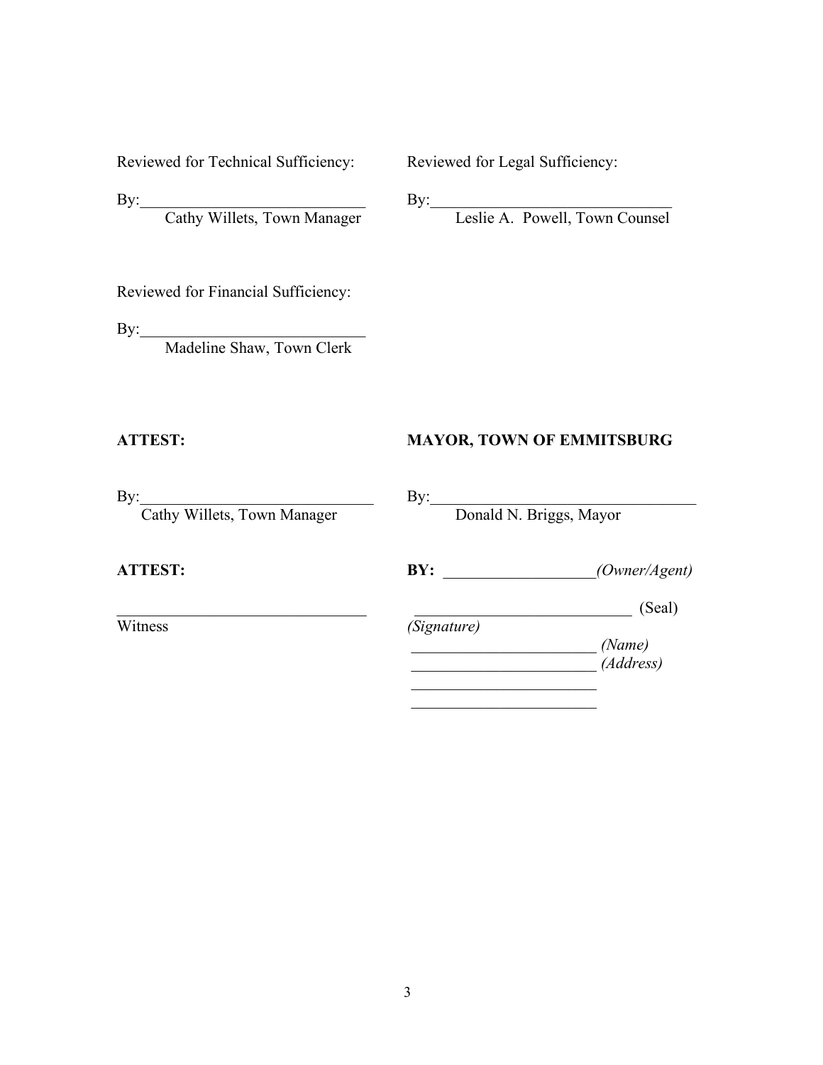Reviewed for Technical Sufficiency:

By:____________________________
Cathy Willets, Town Manager

Reviewed for Legal Sufficiency:

By:______________________________
Leslie A. Powell, Town Counsel

Reviewed for Financial Sufficiency:

By:____________________________
Madeline Shaw, Town Clerk

**ATTEST:**

By:_____________________________
Cathy Willets, Town Manager

**MAYOR, TOWN OF EMMITSBURG**

By:_________________________________
Donald N. Briggs, Mayor

**ATTEST:**

________________________________
Witness

**BY:** ___________________*(Owner/Agent)*

____________________________ (Seal)
*(Signature)*
________________________ *(Name)*
________________________ *(Address)*
________________________
________________________